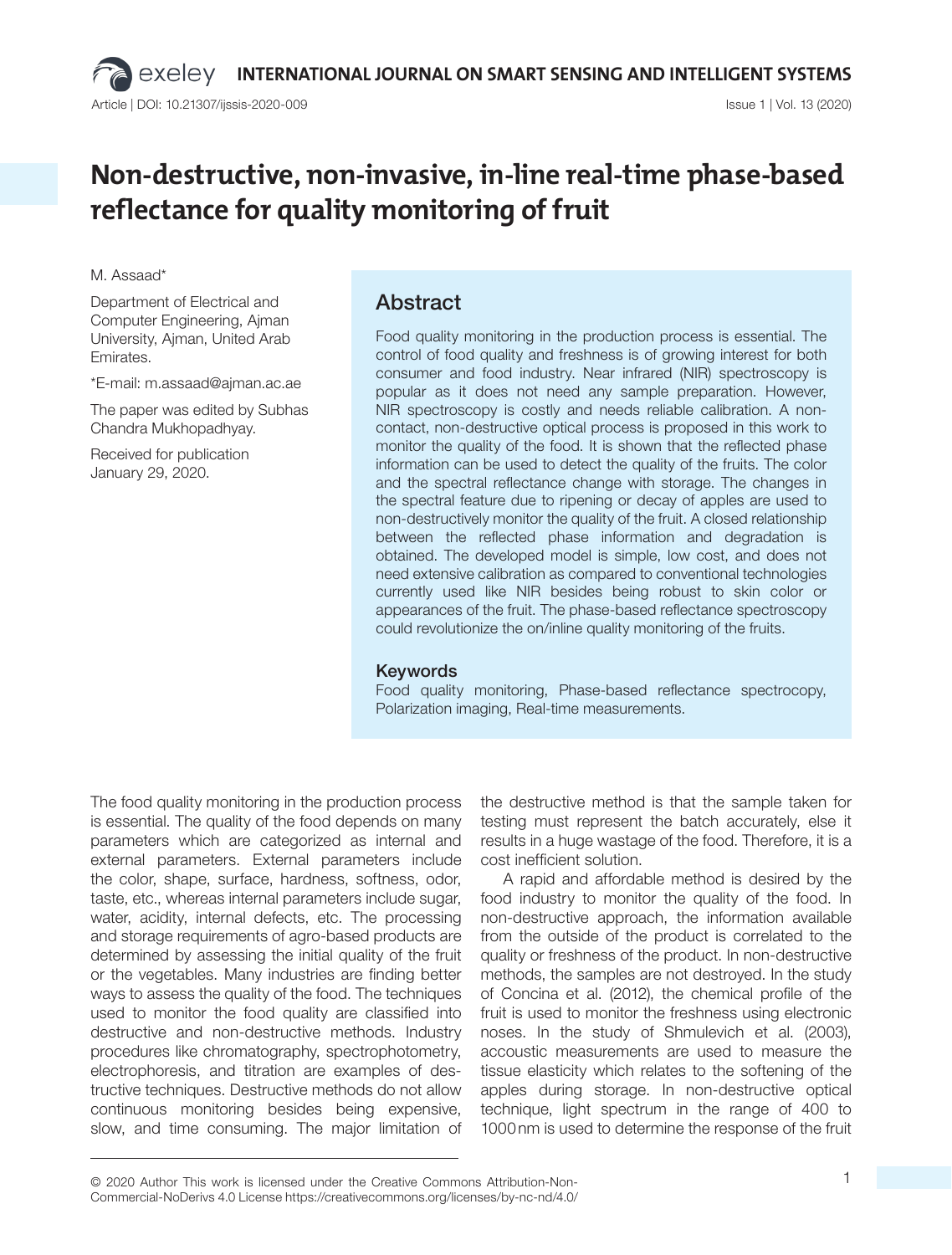# Non-destructive, non-invasive, in-line real-time phase-based reflectance for quality monitoring of fruit

M. Assaad*

Department of Electrical and Computer Engineering, Ajman University, Ajman, United Arab Emirates.

*E-mail: m.assaad@ajman.ac.ae

The paper was edited by Subhas Chandra Mukhopadhyay.

Received for publication January 29, 2020.

## Abstract

Food quality monitoring in the production process is essential. The control of food quality and freshness is of growing interest for both consumer and food industry. Near infrared (NIR) spectroscopy is popular as it does not need any sample preparation. However, NIR spectroscopy is costly and needs reliable calibration. A non-contact, non-destructive optical process is proposed in this work to monitor the quality of the food. It is shown that the reflected phase information can be used to detect the quality of the fruits. The color and the spectral reflectance change with storage. The changes in the spectral feature due to ripening or decay of apples are used to non-destructively monitor the quality of the fruit. A closed relationship between the reflected phase information and degradation is obtained. The developed model is simple, low cost, and does not need extensive calibration as compared to conventional technologies currently used like NIR besides being robust to skin color or appearances of the fruit. The phase-based reflectance spectroscopy could revolutionize the on/inline quality monitoring of the fruits.

### Keywords

Food quality monitoring, Phase-based reflectance spectrocopy, Polarization imaging, Real-time measurements.

The food quality monitoring in the production process is essential. The quality of the food depends on many parameters which are categorized as internal and external parameters. External parameters include the color, shape, surface, hardness, softness, odor, taste, etc., whereas internal parameters include sugar, water, acidity, internal defects, etc. The processing and storage requirements of agro-based products are determined by assessing the initial quality of the fruit or the vegetables. Many industries are finding better ways to assess the quality of the food. The techniques used to monitor the food quality are classified into destructive and non-destructive methods. Industry procedures like chromatography, spectrophotometry, electrophoresis, and titration are examples of destructive techniques. Destructive methods do not allow continuous monitoring besides being expensive, slow, and time consuming. The major limitation of the destructive method is that the sample taken for testing must represent the batch accurately, else it results in a huge wastage of the food. Therefore, it is a cost inefficient solution.

A rapid and affordable method is desired by the food industry to monitor the quality of the food. In non-destructive approach, the information available from the outside of the product is correlated to the quality or freshness of the product. In non-destructive methods, the samples are not destroyed. In the study of Concina et al. (2012), the chemical profile of the fruit is used to monitor the freshness using electronic noses. In the study of Shmulevich et al. (2003), accoustic measurements are used to measure the tissue elasticity which relates to the softening of the apples during storage. In non-destructive optical technique, light spectrum in the range of 400 to 1000 nm is used to determine the response of the fruit

© 2020 Author This work is licensed under the Creative Commons Attribution-Non-Commercial-NoDerivs 4.0 License https://creativecommons.org/licenses/by-nc-nd/4.0/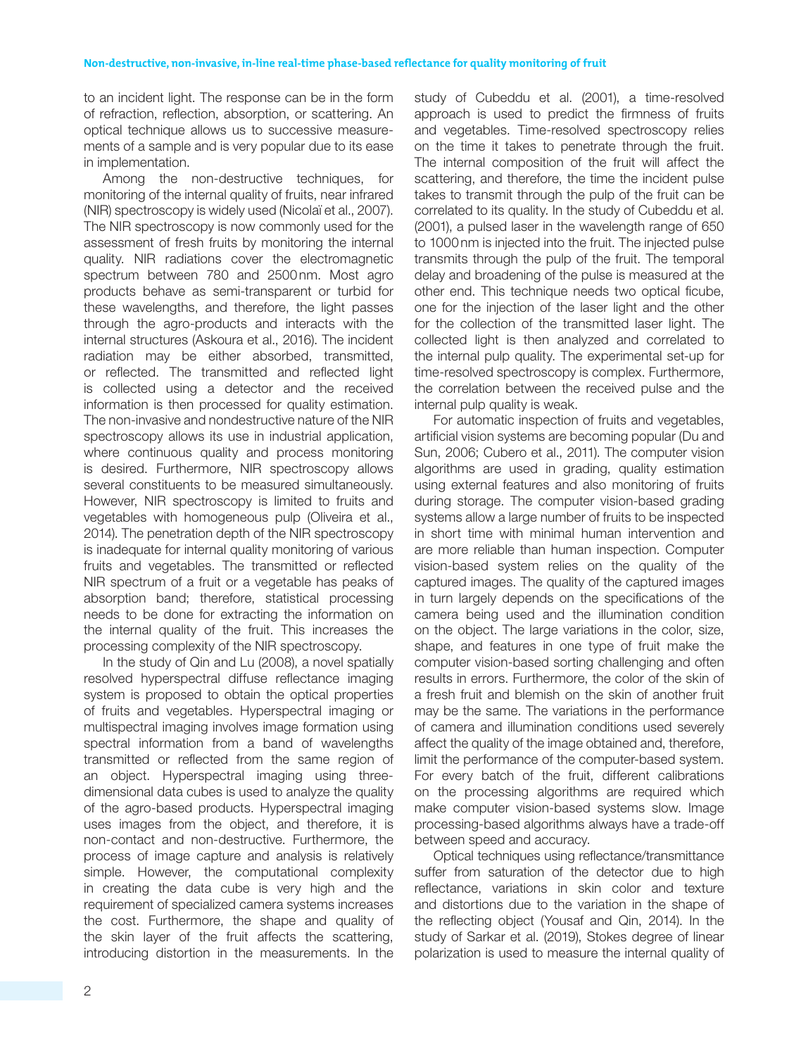to an incident light. The response can be in the form of refraction, reflection, absorption, or scattering. An optical technique allows us to successive measurements of a sample and is very popular due to its ease in implementation.

Among the non-destructive techniques, for monitoring of the internal quality of fruits, near infrared (NIR) spectroscopy is widely used (Nicolaï et al., 2007). The NIR spectroscopy is now commonly used for the assessment of fresh fruits by monitoring the internal quality. NIR radiations cover the electromagnetic spectrum between 780 and 2500 nm. Most agro products behave as semi-transparent or turbid for these wavelengths, and therefore, the light passes through the agro-products and interacts with the internal structures (Askoura et al., 2016). The incident radiation may be either absorbed, transmitted, or reflected. The transmitted and reflected light is collected using a detector and the received information is then processed for quality estimation. The non-invasive and nondestructive nature of the NIR spectroscopy allows its use in industrial application, where continuous quality and process monitoring is desired. Furthermore, NIR spectroscopy allows several constituents to be measured simultaneously. However, NIR spectroscopy is limited to fruits and vegetables with homogeneous pulp (Oliveira et al., 2014). The penetration depth of the NIR spectroscopy is inadequate for internal quality monitoring of various fruits and vegetables. The transmitted or reflected NIR spectrum of a fruit or a vegetable has peaks of absorption band; therefore, statistical processing needs to be done for extracting the information on the internal quality of the fruit. This increases the processing complexity of the NIR spectroscopy.

In the study of Qin and Lu (2008), a novel spatially resolved hyperspectral diffuse reflectance imaging system is proposed to obtain the optical properties of fruits and vegetables. Hyperspectral imaging or multispectral imaging involves image formation using spectral information from a band of wavelengths transmitted or reflected from the same region of an object. Hyperspectral imaging using three-dimensional data cubes is used to analyze the quality of the agro-based products. Hyperspectral imaging uses images from the object, and therefore, it is non-contact and non-destructive. Furthermore, the process of image capture and analysis is relatively simple. However, the computational complexity in creating the data cube is very high and the requirement of specialized camera systems increases the cost. Furthermore, the shape and quality of the skin layer of the fruit affects the scattering, introducing distortion in the measurements. In the study of Cubeddu et al. (2001), a time-resolved approach is used to predict the firmness of fruits and vegetables. Time-resolved spectroscopy relies on the time it takes to penetrate through the fruit. The internal composition of the fruit will affect the scattering, and therefore, the time the incident pulse takes to transmit through the pulp of the fruit can be correlated to its quality. In the study of Cubeddu et al. (2001), a pulsed laser in the wavelength range of 650 to 1000 nm is injected into the fruit. The injected pulse transmits through the pulp of the fruit. The temporal delay and broadening of the pulse is measured at the other end. This technique needs two optical ficube, one for the injection of the laser light and the other for the collection of the transmitted laser light. The collected light is then analyzed and correlated to the internal pulp quality. The experimental set-up for time-resolved spectroscopy is complex. Furthermore, the correlation between the received pulse and the internal pulp quality is weak.

For automatic inspection of fruits and vegetables, artificial vision systems are becoming popular (Du and Sun, 2006; Cubero et al., 2011). The computer vision algorithms are used in grading, quality estimation using external features and also monitoring of fruits during storage. The computer vision-based grading systems allow a large number of fruits to be inspected in short time with minimal human intervention and are more reliable than human inspection. Computer vision-based system relies on the quality of the captured images. The quality of the captured images in turn largely depends on the specifications of the camera being used and the illumination condition on the object. The large variations in the color, size, shape, and features in one type of fruit make the computer vision-based sorting challenging and often results in errors. Furthermore, the color of the skin of a fresh fruit and blemish on the skin of another fruit may be the same. The variations in the performance of camera and illumination conditions used severely affect the quality of the image obtained and, therefore, limit the performance of the computer-based system. For every batch of the fruit, different calibrations on the processing algorithms are required which make computer vision-based systems slow. Image processing-based algorithms always have a trade-off between speed and accuracy.

Optical techniques using reflectance/transmittance suffer from saturation of the detector due to high reflectance, variations in skin color and texture and distortions due to the variation in the shape of the reflecting object (Yousaf and Qin, 2014). In the study of Sarkar et al. (2019), Stokes degree of linear polarization is used to measure the internal quality of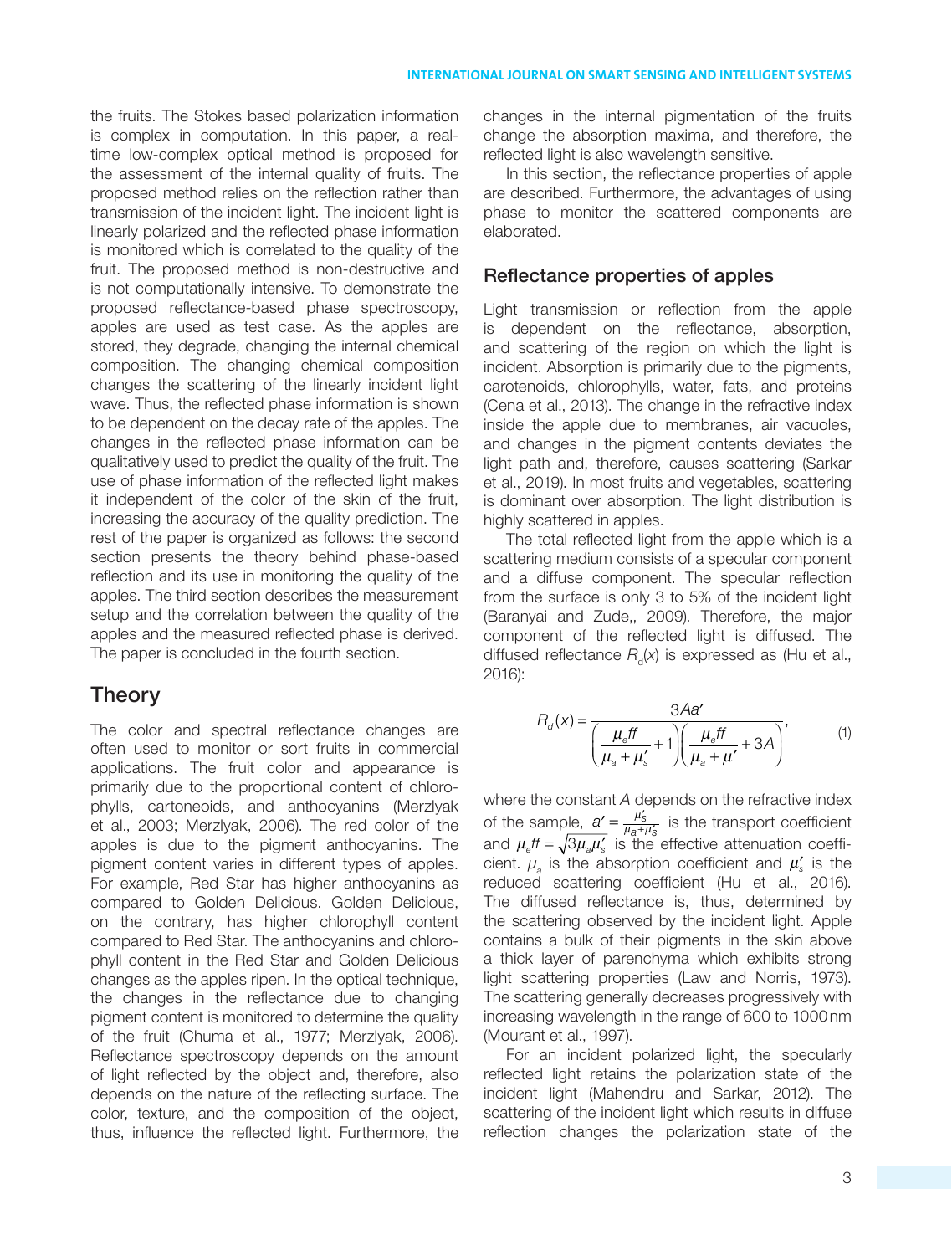the fruits. The Stokes based polarization information is complex in computation. In this paper, a real-time low-complex optical method is proposed for the assessment of the internal quality of fruits. The proposed method relies on the reflection rather than transmission of the incident light. The incident light is linearly polarized and the reflected phase information is monitored which is correlated to the quality of the fruit. The proposed method is non-destructive and is not computationally intensive. To demonstrate the proposed reflectance-based phase spectroscopy, apples are used as test case. As the apples are stored, they degrade, changing the internal chemical composition. The changing chemical composition changes the scattering of the linearly incident light wave. Thus, the reflected phase information is shown to be dependent on the decay rate of the apples. The changes in the reflected phase information can be qualitatively used to predict the quality of the fruit. The use of phase information of the reflected light makes it independent of the color of the skin of the fruit, increasing the accuracy of the quality prediction. The rest of the paper is organized as follows: the second section presents the theory behind phase-based reflection and its use in monitoring the quality of the apples. The third section describes the measurement setup and the correlation between the quality of the apples and the measured reflected phase is derived. The paper is concluded in the fourth section.

## Theory

The color and spectral reflectance changes are often used to monitor or sort fruits in commercial applications. The fruit color and appearance is primarily due to the proportional content of chlorophylls, cartoneoids, and anthocyanins (Merzlyak et al., 2003; Merzlyak, 2006). The red color of the apples is due to the pigment anthocyanins. The pigment content varies in different types of apples. For example, Red Star has higher anthocyanins as compared to Golden Delicious. Golden Delicious, on the contrary, has higher chlorophyll content compared to Red Star. The anthocyanins and chlorophyll content in the Red Star and Golden Delicious changes as the apples ripen. In the optical technique, the changes in the reflectance due to changing pigment content is monitored to determine the quality of the fruit (Chuma et al., 1977; Merzlyak, 2006). Reflectance spectroscopy depends on the amount of light reflected by the object and, therefore, also depends on the nature of the reflecting surface. The color, texture, and the composition of the object, thus, influence the reflected light. Furthermore, the changes in the internal pigmentation of the fruits change the absorption maxima, and therefore, the reflected light is also wavelength sensitive.

In this section, the reflectance properties of apple are described. Furthermore, the advantages of using phase to monitor the scattered components are elaborated.

### Reflectance properties of apples

Light transmission or reflection from the apple is dependent on the reflectance, absorption, and scattering of the region on which the light is incident. Absorption is primarily due to the pigments, carotenoids, chlorophylls, water, fats, and proteins (Cena et al., 2013). The change in the refractive index inside the apple due to membranes, air vacuoles, and changes in the pigment contents deviates the light path and, therefore, causes scattering (Sarkar et al., 2019). In most fruits and vegetables, scattering is dominant over absorption. The light distribution is highly scattered in apples.

The total reflected light from the apple which is a scattering medium consists of a specular component and a diffuse component. The specular reflection from the surface is only 3 to 5% of the incident light (Baranyai and Zude,, 2009). Therefore, the major component of the reflected light is diffused. The diffused reflectance $R_d(x)$ is expressed as (Hu et al., 2016):

$$R_d(x) = \frac{3Aa'}{\left(\frac{\mu_e ff}{\mu_a + \mu_s'} + 1\right)\left(\frac{\mu_e ff}{\mu_a + \mu'} + 3A\right)}, \tag{1}$$

where the constant $A$ depends on the refractive index of the sample, $a' = \frac{\mu_s'}{\mu_a + \mu_s'}$ is the transport coefficient and $\mu_e ff = \sqrt{3\mu_a \mu_s'}$ is the effective attenuation coefficient. $\mu_a$ is the absorption coefficient and $\mu_s'$ is the reduced scattering coefficient (Hu et al., 2016). The diffused reflectance is, thus, determined by the scattering observed by the incident light. Apple contains a bulk of their pigments in the skin above a thick layer of parenchyma which exhibits strong light scattering properties (Law and Norris, 1973). The scattering generally decreases progressively with increasing wavelength in the range of 600 to 1000 nm (Mourant et al., 1997).

For an incident polarized light, the specularly reflected light retains the polarization state of the incident light (Mahendru and Sarkar, 2012). The scattering of the incident light which results in diffuse reflection changes the polarization state of the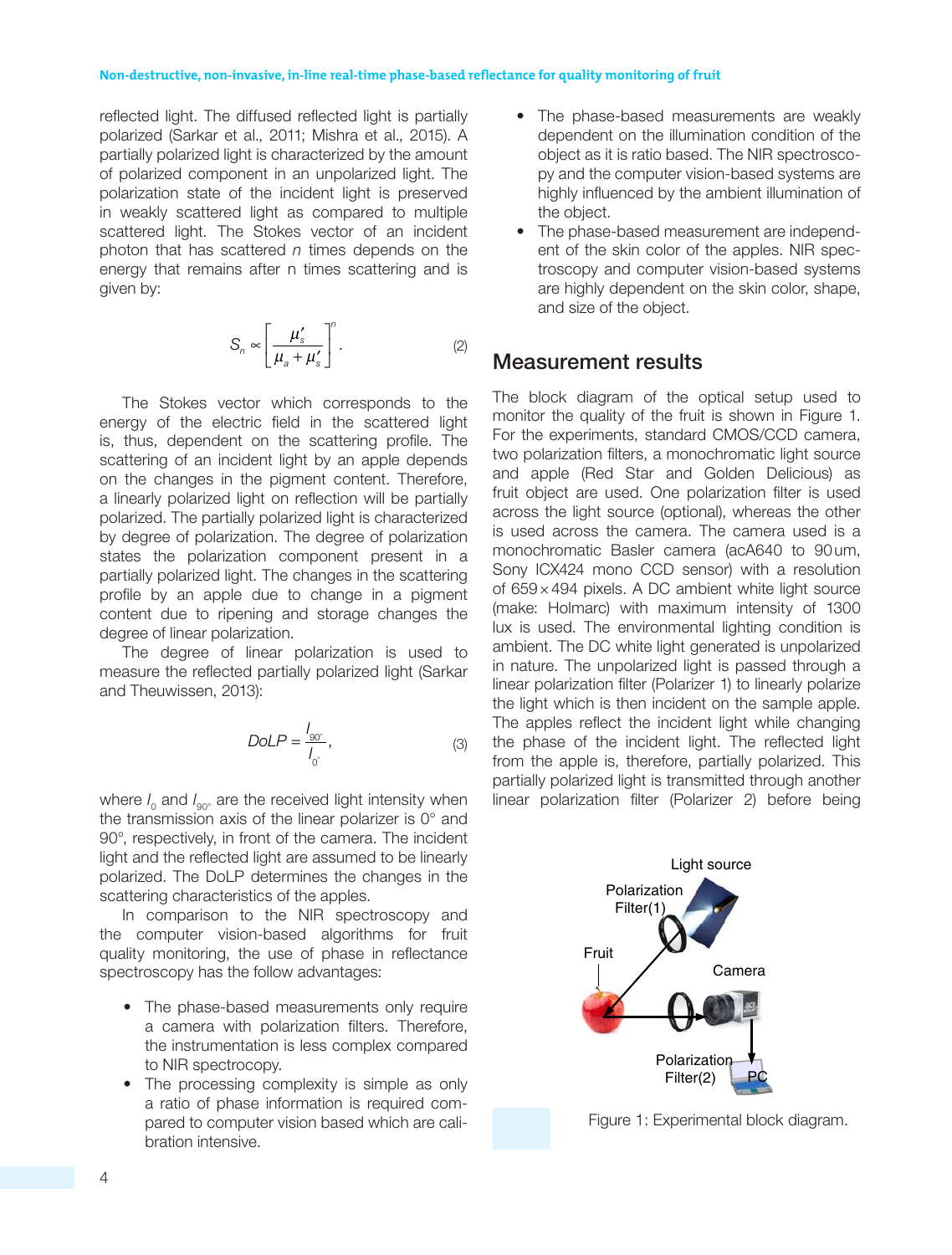reflected light. The diffused reflected light is partially polarized (Sarkar et al., 2011; Mishra et al., 2015). A partially polarized light is characterized by the amount of polarized component in an unpolarized light. The polarization state of the incident light is preserved in weakly scattered light as compared to multiple scattered light. The Stokes vector of an incident photon that has scattered *n* times depends on the energy that remains after n times scattering and is given by:

$$S_n \propto \left[\frac{\mu_s'}{\mu_a + \mu_s'}\right]^n. \quad (2)$$

The Stokes vector which corresponds to the energy of the electric field in the scattered light is, thus, dependent on the scattering profile. The scattering of an incident light by an apple depends on the changes in the pigment content. Therefore, a linearly polarized light on reflection will be partially polarized. The partially polarized light is characterized by degree of polarization. The degree of polarization states the polarization component present in a partially polarized light. The changes in the scattering profile by an apple due to change in a pigment content due to ripening and storage changes the degree of linear polarization.

The degree of linear polarization is used to measure the reflected partially polarized light (Sarkar and Theuwissen, 2013):

$$DoLP = \frac{I_{90^\circ}}{I_{0^\circ}}, \quad (3)$$

where $I_0$ and $I_{90^\circ}$ are the received light intensity when the transmission axis of the linear polarizer is 0° and 90°, respectively, in front of the camera. The incident light and the reflected light are assumed to be linearly polarized. The DoLP determines the changes in the scattering characteristics of the apples.

In comparison to the NIR spectroscopy and the computer vision-based algorithms for fruit quality monitoring, the use of phase in reflectance spectroscopy has the follow advantages:

- The phase-based measurements only require a camera with polarization filters. Therefore, the instrumentation is less complex compared to NIR spectrocopy.
- The processing complexity is simple as only a ratio of phase information is required compared to computer vision based which are calibration intensive.
- The phase-based measurements are weakly dependent on the illumination condition of the object as it is ratio based. The NIR spectroscopy and the computer vision-based systems are highly influenced by the ambient illumination of the object.
- The phase-based measurement are independent of the skin color of the apples. NIR spectroscopy and computer vision-based systems are highly dependent on the skin color, shape, and size of the object.

## Measurement results

The block diagram of the optical setup used to monitor the quality of the fruit is shown in Figure 1. For the experiments, standard CMOS/CCD camera, two polarization filters, a monochromatic light source and apple (Red Star and Golden Delicious) as fruit object are used. One polarization filter is used across the light source (optional), whereas the other is used across the camera. The camera used is a monochromatic Basler camera (acA640 to 90 um, Sony ICX424 mono CCD sensor) with a resolution of 659 × 494 pixels. A DC ambient white light source (make: Holmarc) with maximum intensity of 1300 lux is used. The environmental lighting condition is ambient. The DC white light generated is unpolarized in nature. The unpolarized light is passed through a linear polarization filter (Polarizer 1) to linearly polarize the light which is then incident on the sample apple. The apples reflect the incident light while changing the phase of the incident light. The reflected light from the apple is, therefore, partially polarized. This partially polarized light is transmitted through another linear polarization filter (Polarizer 2) before being

Figure 1: Experimental block diagram.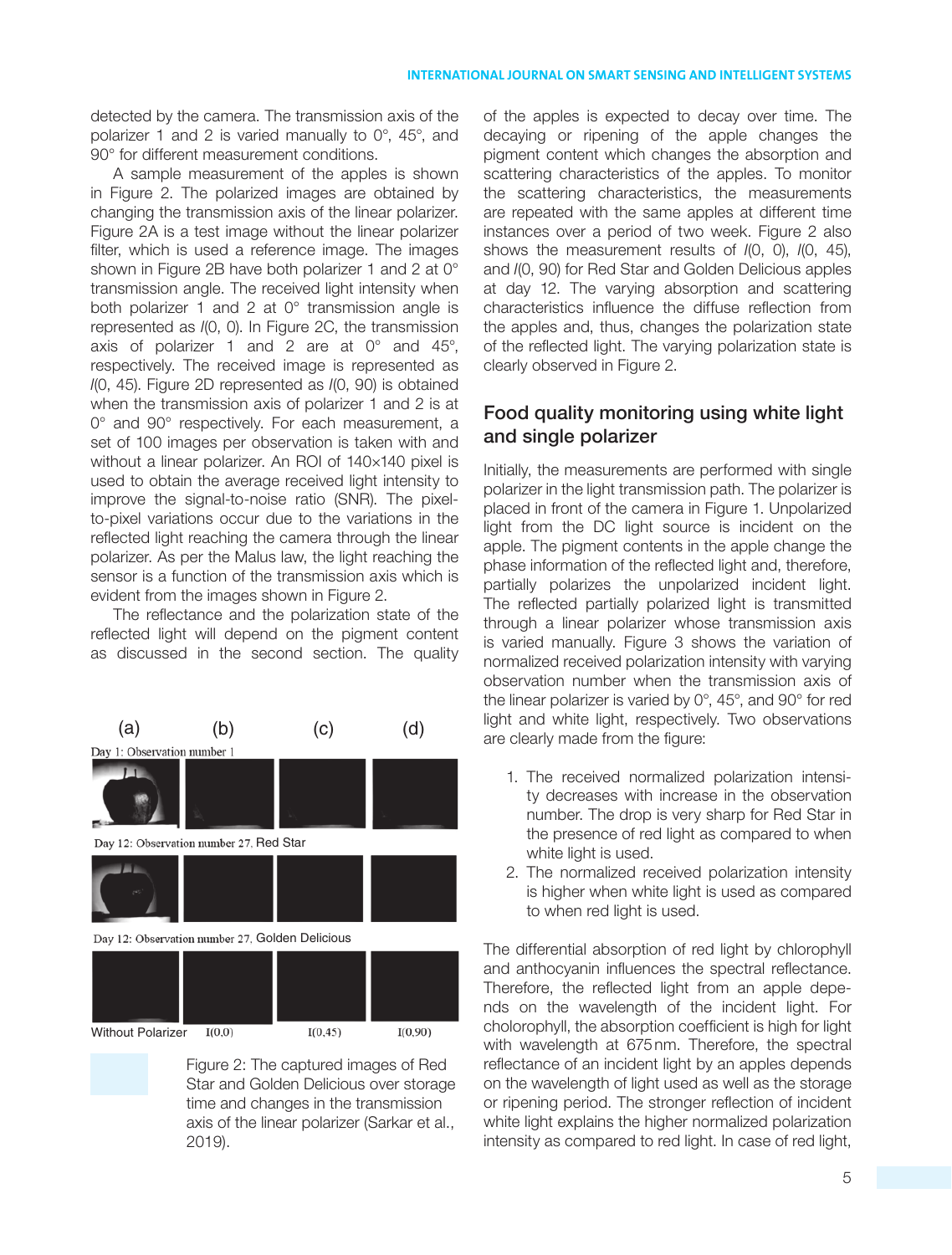detected by the camera. The transmission axis of the polarizer 1 and 2 is varied manually to 0°, 45°, and 90° for different measurement conditions.

A sample measurement of the apples is shown in Figure 2. The polarized images are obtained by changing the transmission axis of the linear polarizer. Figure 2A is a test image without the linear polarizer filter, which is used a reference image. The images shown in Figure 2B have both polarizer 1 and 2 at 0° transmission angle. The received light intensity when both polarizer 1 and 2 at 0° transmission angle is represented as *I*(0, 0). In Figure 2C, the transmission axis of polarizer 1 and 2 are at 0° and 45°, respectively. The received image is represented as *I*(0, 45). Figure 2D represented as *I*(0, 90) is obtained when the transmission axis of polarizer 1 and 2 is at 0° and 90° respectively. For each measurement, a set of 100 images per observation is taken with and without a linear polarizer. An ROI of 140×140 pixel is used to obtain the average received light intensity to improve the signal-to-noise ratio (SNR). The pixel-to-pixel variations occur due to the variations in the reflected light reaching the camera through the linear polarizer. As per the Malus law, the light reaching the sensor is a function of the transmission axis which is evident from the images shown in Figure 2.

The reflectance and the polarization state of the reflected light will depend on the pigment content as discussed in the second section. The quality of the apples is expected to decay over time. The decaying or ripening of the apple changes the pigment content which changes the absorption and scattering characteristics of the apples. To monitor the scattering characteristics, the measurements are repeated with the same apples at different time instances over a period of two week. Figure 2 also shows the measurement results of *I*(0, 0), *I*(0, 45), and *I*(0, 90) for Red Star and Golden Delicious apples at day 12. The varying absorption and scattering characteristics influence the diffuse reflection from the apples and, thus, changes the polarization state of the reflected light. The varying polarization state is clearly observed in Figure 2.

Figure 2: The captured images of Red Star and Golden Delicious over storage time and changes in the transmission axis of the linear polarizer (Sarkar et al., 2019).

## Food quality monitoring using white light and single polarizer

Initially, the measurements are performed with single polarizer in the light transmission path. The polarizer is placed in front of the camera in Figure 1. Unpolarized light from the DC light source is incident on the apple. The pigment contents in the apple change the phase information of the reflected light and, therefore, partially polarizes the unpolarized incident light. The reflected partially polarized light is transmitted through a linear polarizer whose transmission axis is varied manually. Figure 3 shows the variation of normalized received polarization intensity with varying observation number when the transmission axis of the linear polarizer is varied by 0°, 45°, and 90° for red light and white light, respectively. Two observations are clearly made from the figure:

1. The received normalized polarization intensity decreases with increase in the observation number. The drop is very sharp for Red Star in the presence of red light as compared to when white light is used.
2. The normalized received polarization intensity is higher when white light is used as compared to when red light is used.

The differential absorption of red light by chlorophyll and anthocyanin influences the spectral reflectance. Therefore, the reflected light from an apple depends on the wavelength of the incident light. For cholorophyll, the absorption coefficient is high for light with wavelength at 675 nm. Therefore, the spectral reflectance of an incident light by an apples depends on the wavelength of light used as well as the storage or ripening period. The stronger reflection of incident white light explains the higher normalized polarization intensity as compared to red light. In case of red light,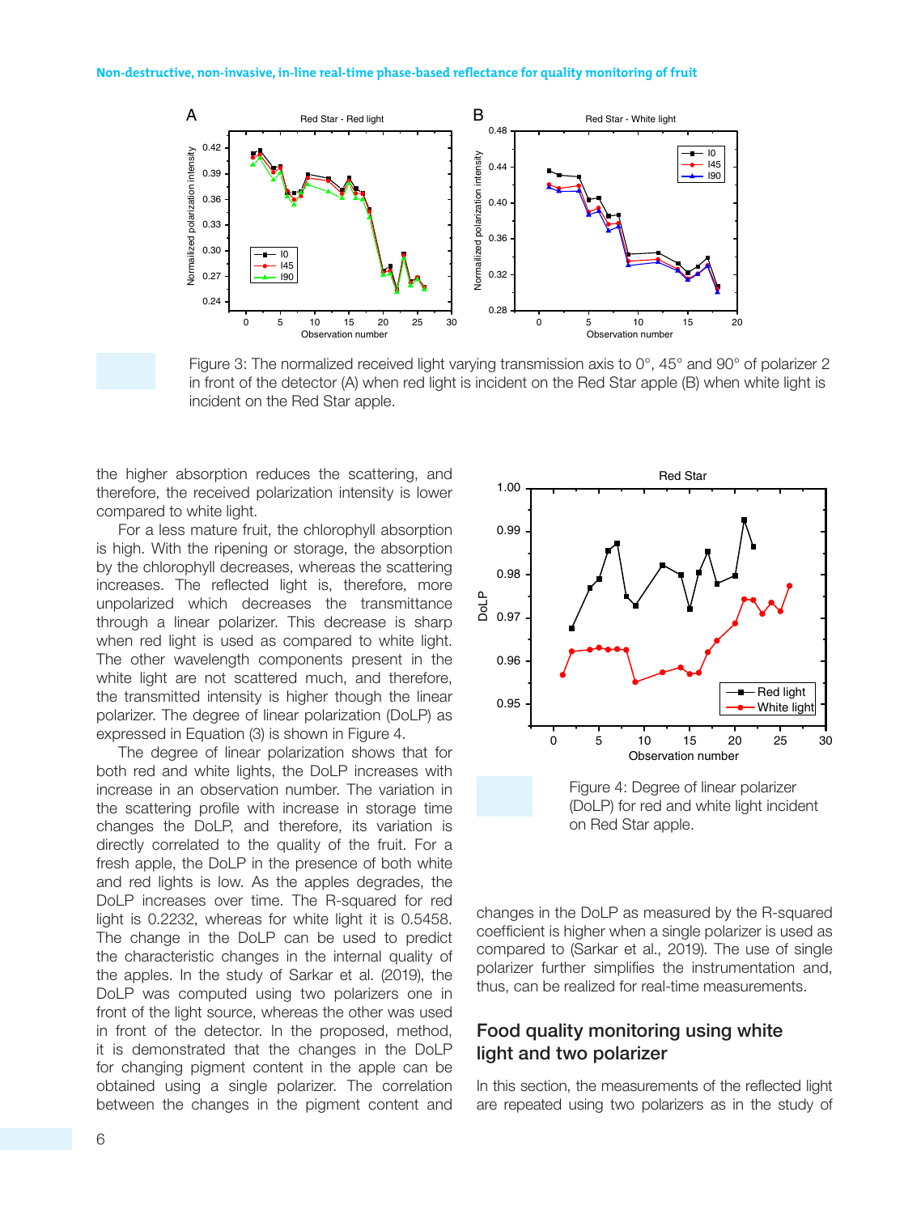Figure 3: The normalized received light varying transmission axis to 0°, 45° and 90° of polarizer 2 in front of the detector (A) when red light is incident on the Red Star apple (B) when white light is incident on the Red Star apple.

the higher absorption reduces the scattering, and therefore, the received polarization intensity is lower compared to white light.

For a less mature fruit, the chlorophyll absorption is high. With the ripening or storage, the absorption by the chlorophyll decreases, whereas the scattering increases. The reflected light is, therefore, more unpolarized which decreases the transmittance through a linear polarizer. This decrease is sharp when red light is used as compared to white light. The other wavelength components present in the white light are not scattered much, and therefore, the transmitted intensity is higher though the linear polarizer. The degree of linear polarization (DoLP) as expressed in Equation (3) is shown in Figure 4.

The degree of linear polarization shows that for both red and white lights, the DoLP increases with increase in an observation number. The variation in the scattering profile with increase in storage time changes the DoLP, and therefore, its variation is directly correlated to the quality of the fruit. For a fresh apple, the DoLP in the presence of both white and red lights is low. As the apples degrades, the DoLP increases over time. The R-squared for red light is 0.2232, whereas for white light it is 0.5458. The change in the DoLP can be used to predict the characteristic changes in the internal quality of the apples. In the study of Sarkar et al. (2019), the DoLP was computed using two polarizers one in front of the light source, whereas the other was used in front of the detector. In the proposed, method, it is demonstrated that the changes in the DoLP for changing pigment content in the apple can be obtained using a single polarizer. The correlation between the changes in the pigment content and changes in the DoLP as measured by the R-squared coefficient is higher when a single polarizer is used as compared to (Sarkar et al., 2019). The use of single polarizer further simplifies the instrumentation and, thus, can be realized for real-time measurements.

Figure 4: Degree of linear polarizer (DoLP) for red and white light incident on Red Star apple.

## Food quality monitoring using white light and two polarizer

In this section, the measurements of the reflected light are repeated using two polarizers as in the study of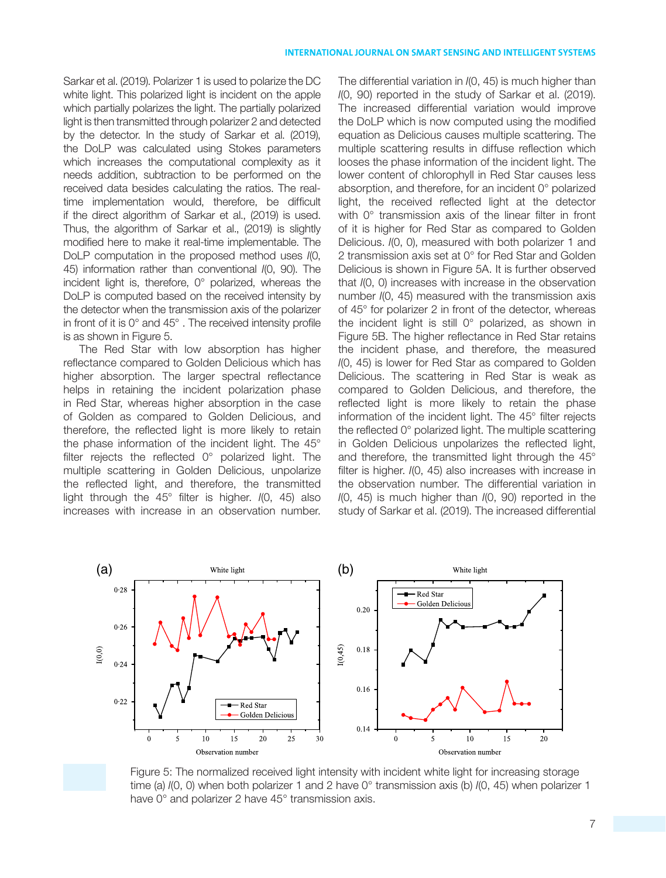Sarkar et al. (2019). Polarizer 1 is used to polarize the DC white light. This polarized light is incident on the apple which partially polarizes the light. The partially polarized light is then transmitted through polarizer 2 and detected by the detector. In the study of Sarkar et al. (2019), the DoLP was calculated using Stokes parameters which increases the computational complexity as it needs addition, subtraction to be performed on the received data besides calculating the ratios. The real-time implementation would, therefore, be difficult if the direct algorithm of Sarkar et al., (2019) is used. Thus, the algorithm of Sarkar et al., (2019) is slightly modified here to make it real-time implementable. The DoLP computation in the proposed method uses *I*(0, 45) information rather than conventional *I*(0, 90). The incident light is, therefore, 0° polarized, whereas the DoLP is computed based on the received intensity by the detector when the transmission axis of the polarizer in front of it is 0° and 45° . The received intensity profile is as shown in Figure 5.

The Red Star with low absorption has higher reflectance compared to Golden Delicious which has higher absorption. The larger spectral reflectance helps in retaining the incident polarization phase in Red Star, whereas higher absorption in the case of Golden as compared to Golden Delicious, and therefore, the reflected light is more likely to retain the phase information of the incident light. The 45° filter rejects the reflected 0° polarized light. The multiple scattering in Golden Delicious, unpolarize the reflected light, and therefore, the transmitted light through the 45° filter is higher. *I*(0, 45) also increases with increase in an observation number. The differential variation in *I*(0, 45) is much higher than *I*(0, 90) reported in the study of Sarkar et al. (2019). The increased differential variation would improve the DoLP which is now computed using the modified equation as Delicious causes multiple scattering. The multiple scattering results in diffuse reflection which looses the phase information of the incident light. The lower content of chlorophyll in Red Star causes less absorption, and therefore, for an incident 0° polarized light, the received reflected light at the detector with 0° transmission axis of the linear filter in front of it is higher for Red Star as compared to Golden Delicious. *I*(0, 0), measured with both polarizer 1 and 2 transmission axis set at 0° for Red Star and Golden Delicious is shown in Figure 5A. It is further observed that *I*(0, 0) increases with increase in the observation number *I*(0, 45) measured with the transmission axis of 45° for polarizer 2 in front of the detector, whereas the incident light is still 0° polarized, as shown in Figure 5B. The higher reflectance in Red Star retains the incident phase, and therefore, the measured *I*(0, 45) is lower for Red Star as compared to Golden Delicious. The scattering in Red Star is weak as compared to Golden Delicious, and therefore, the reflected light is more likely to retain the phase information of the incident light. The 45° filter rejects the reflected 0° polarized light. The multiple scattering in Golden Delicious unpolarizes the reflected light, and therefore, the transmitted light through the 45° filter is higher. *I*(0, 45) also increases with increase in the observation number. The differential variation in *I*(0, 45) is much higher than *I*(0, 90) reported in the study of Sarkar et al. (2019). The increased differential

Figure 5: The normalized received light intensity with incident white light for increasing storage time (a) *I*(0, 0) when both polarizer 1 and 2 have 0° transmission axis (b) *I*(0, 45) when polarizer 1 have 0° and polarizer 2 have 45° transmission axis.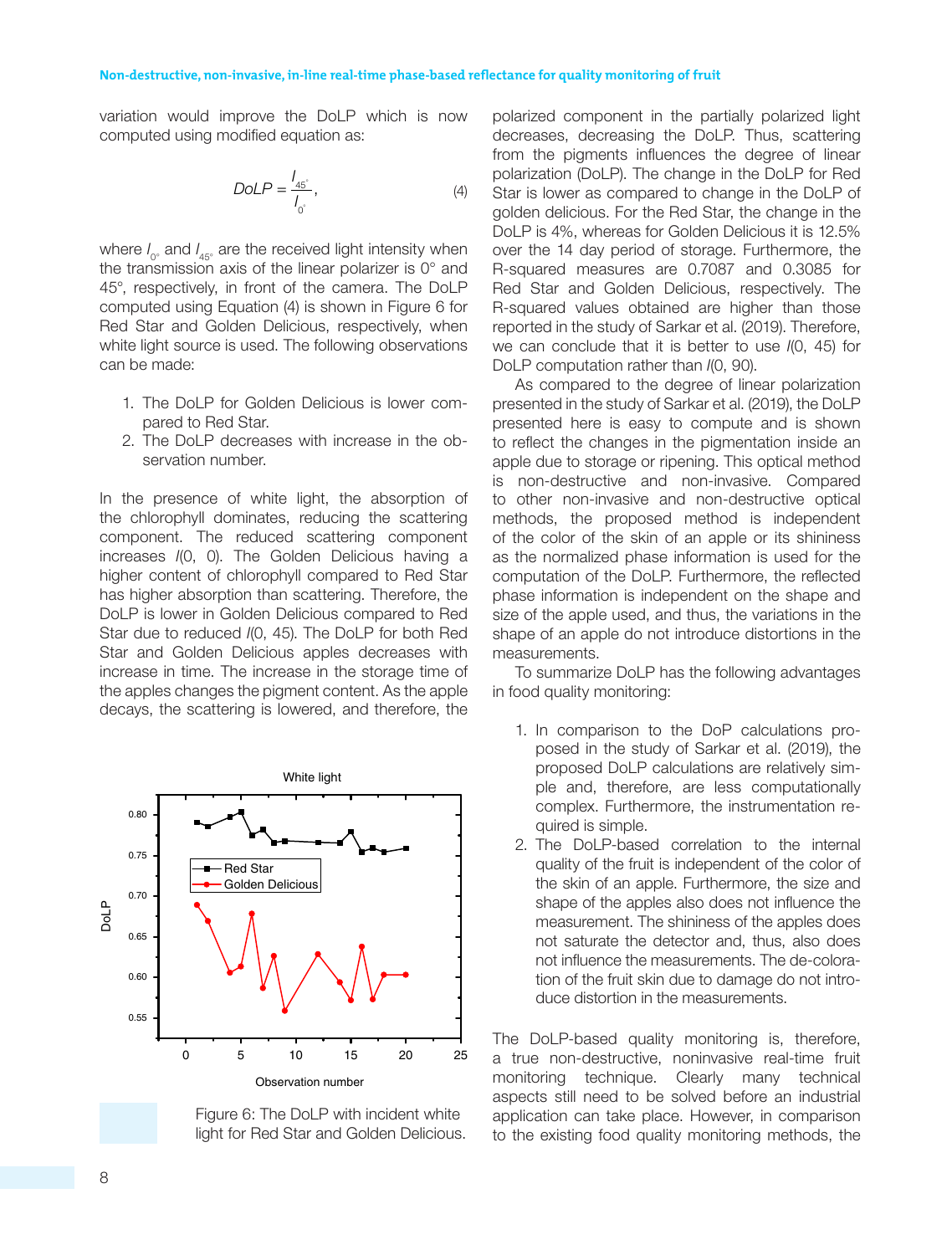variation would improve the DoLP which is now computed using modified equation as:

$$DoLP = \frac{I_{45^\circ}}{I_{0^\circ}}, \tag{4}$$

where $I_{0^\circ}$ and $I_{45^\circ}$ are the received light intensity when the transmission axis of the linear polarizer is 0° and 45°, respectively, in front of the camera. The DoLP computed using Equation (4) is shown in Figure 6 for Red Star and Golden Delicious, respectively, when white light source is used. The following observations can be made:

1. The DoLP for Golden Delicious is lower compared to Red Star.
2. The DoLP decreases with increase in the observation number.

In the presence of white light, the absorption of the chlorophyll dominates, reducing the scattering component. The reduced scattering component increases *I*(0, 0). The Golden Delicious having a higher content of chlorophyll compared to Red Star has higher absorption than scattering. Therefore, the DoLP is lower in Golden Delicious compared to Red Star due to reduced *I*(0, 45). The DoLP for both Red Star and Golden Delicious apples decreases with increase in time. The increase in the storage time of the apples changes the pigment content. As the apple decays, the scattering is lowered, and therefore, the polarized component in the partially polarized light decreases, decreasing the DoLP. Thus, scattering from the pigments influences the degree of linear polarization (DoLP). The change in the DoLP for Red Star is lower as compared to change in the DoLP of golden delicious. For the Red Star, the change in the DoLP is 4%, whereas for Golden Delicious it is 12.5% over the 14 day period of storage. Furthermore, the R-squared measures are 0.7087 and 0.3085 for Red Star and Golden Delicious, respectively. The R-squared values obtained are higher than those reported in the study of Sarkar et al. (2019). Therefore, we can conclude that it is better to use *I*(0, 45) for DoLP computation rather than *I*(0, 90).

Figure 6: The DoLP with incident white light for Red Star and Golden Delicious.

As compared to the degree of linear polarization presented in the study of Sarkar et al. (2019), the DoLP presented here is easy to compute and is shown to reflect the changes in the pigmentation inside an apple due to storage or ripening. This optical method is non-destructive and non-invasive. Compared to other non-invasive and non-destructive optical methods, the proposed method is independent of the color of the skin of an apple or its shininess as the normalized phase information is used for the computation of the DoLP. Furthermore, the reflected phase information is independent on the shape and size of the apple used, and thus, the variations in the shape of an apple do not introduce distortions in the measurements.

To summarize DoLP has the following advantages in food quality monitoring:

1. In comparison to the DoP calculations proposed in the study of Sarkar et al. (2019), the proposed DoLP calculations are relatively simple and, therefore, are less computationally complex. Furthermore, the instrumentation required is simple.
2. The DoLP-based correlation to the internal quality of the fruit is independent of the color of the skin of an apple. Furthermore, the size and shape of the apples also does not influence the measurement. The shininess of the apples does not saturate the detector and, thus, also does not influence the measurements. The de-coloration of the fruit skin due to damage do not introduce distortion in the measurements.

The DoLP-based quality monitoring is, therefore, a true non-destructive, noninvasive real-time fruit monitoring technique. Clearly many technical aspects still need to be solved before an industrial application can take place. However, in comparison to the existing food quality monitoring methods, the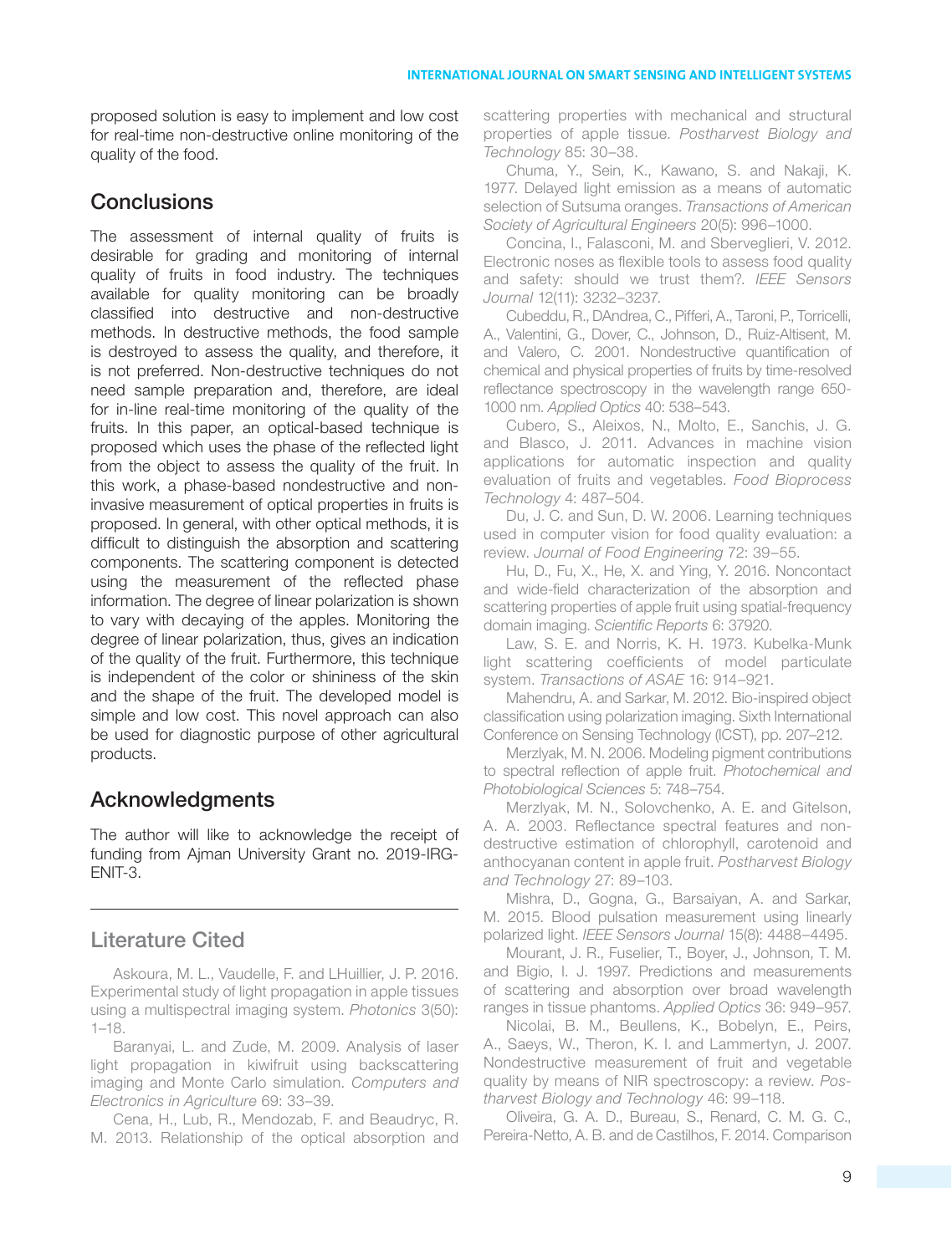proposed solution is easy to implement and low cost for real-time non-destructive online monitoring of the quality of the food.

## Conclusions

The assessment of internal quality of fruits is desirable for grading and monitoring of internal quality of fruits in food industry. The techniques available for quality monitoring can be broadly classified into destructive and non-destructive methods. In destructive methods, the food sample is destroyed to assess the quality, and therefore, it is not preferred. Non-destructive techniques do not need sample preparation and, therefore, are ideal for in-line real-time monitoring of the quality of the fruits. In this paper, an optical-based technique is proposed which uses the phase of the reflected light from the object to assess the quality of the fruit. In this work, a phase-based nondestructive and non-invasive measurement of optical properties in fruits is proposed. In general, with other optical methods, it is difficult to distinguish the absorption and scattering components. The scattering component is detected using the measurement of the reflected phase information. The degree of linear polarization is shown to vary with decaying of the apples. Monitoring the degree of linear polarization, thus, gives an indication of the quality of the fruit. Furthermore, this technique is independent of the color or shininess of the skin and the shape of the fruit. The developed model is simple and low cost. This novel approach can also be used for diagnostic purpose of other agricultural products.

## Acknowledgments

The author will like to acknowledge the receipt of funding from Ajman University Grant no. 2019-IRG-ENIT-3.

## Literature Cited

Askoura, M. L., Vaudelle, F. and LHuillier, J. P. 2016. Experimental study of light propagation in apple tissues using a multispectral imaging system. *Photonics* 3(50): 1–18.

Baranyai, L. and Zude, M. 2009. Analysis of laser light propagation in kiwifruit using backscattering imaging and Monte Carlo simulation. *Computers and Electronics in Agriculture* 69: 33–39.

Cena, H., Lub, R., Mendozab, F. and Beaudryc, R. M. 2013. Relationship of the optical absorption and scattering properties with mechanical and structural properties of apple tissue. *Postharvest Biology and Technology* 85: 30–38.

Chuma, Y., Sein, K., Kawano, S. and Nakaji, K. 1977. Delayed light emission as a means of automatic selection of Sutsuma oranges. *Transactions of American Society of Agricultural Engineers* 20(5): 996–1000.

Concina, I., Falasconi, M. and Sberveglieri, V. 2012. Electronic noses as flexible tools to assess food quality and safety: should we trust them?. *IEEE Sensors Journal* 12(11): 3232–3237.

Cubeddu, R., DAndrea, C., Pifferi, A., Taroni, P., Torricelli, A., Valentini, G., Dover, C., Johnson, D., Ruiz-Altisent, M. and Valero, C. 2001. Nondestructive quantification of chemical and physical properties of fruits by time-resolved reflectance spectroscopy in the wavelength range 650-1000 nm. *Applied Optics* 40: 538–543.

Cubero, S., Aleixos, N., Molto, E., Sanchis, J. G. and Blasco, J. 2011. Advances in machine vision applications for automatic inspection and quality evaluation of fruits and vegetables. *Food Bioprocess Technology* 4: 487–504.

Du, J. C. and Sun, D. W. 2006. Learning techniques used in computer vision for food quality evaluation: a review. *Journal of Food Engineering* 72: 39–55.

Hu, D., Fu, X., He, X. and Ying, Y. 2016. Noncontact and wide-field characterization of the absorption and scattering properties of apple fruit using spatial-frequency domain imaging. *Scientific Reports* 6: 37920.

Law, S. E. and Norris, K. H. 1973. Kubelka-Munk light scattering coefficients of model particulate system. *Transactions of ASAE* 16: 914–921.

Mahendru, A. and Sarkar, M. 2012. Bio-inspired object classification using polarization imaging. Sixth International Conference on Sensing Technology (ICST), pp. 207–212.

Merzlyak, M. N. 2006. Modeling pigment contributions to spectral reflection of apple fruit. *Photochemical and Photobiological Sciences* 5: 748–754.

Merzlyak, M. N., Solovchenko, A. E. and Gitelson, A. A. 2003. Reflectance spectral features and non-destructive estimation of chlorophyll, carotenoid and anthocyanan content in apple fruit. *Postharvest Biology and Technology* 27: 89–103.

Mishra, D., Gogna, G., Barsaiyan, A. and Sarkar, M. 2015. Blood pulsation measurement using linearly polarized light. *IEEE Sensors Journal* 15(8): 4488–4495.

Mourant, J. R., Fuselier, T., Boyer, J., Johnson, T. M. and Bigio, I. J. 1997. Predictions and measurements of scattering and absorption over broad wavelength ranges in tissue phantoms. *Applied Optics* 36: 949–957.

Nicolai, B. M., Beullens, K., Bobelyn, E., Peirs, A., Saeys, W., Theron, K. I. and Lammertyn, J. 2007. Nondestructive measurement of fruit and vegetable quality by means of NIR spectroscopy: a review. *Postharvest Biology and Technology* 46: 99–118.

Oliveira, G. A. D., Bureau, S., Renard, C. M. G. C., Pereira-Netto, A. B. and de Castilhos, F. 2014. Comparison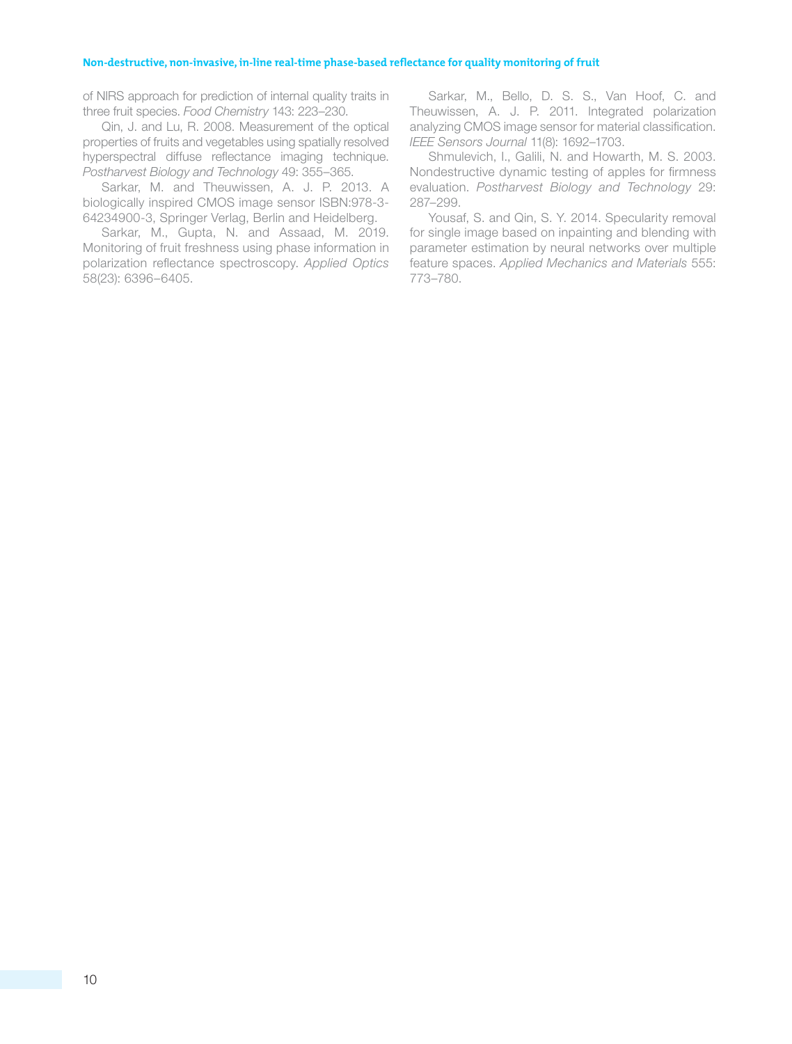of NIRS approach for prediction of internal quality traits in three fruit species. *Food Chemistry* 143: 223–230.

Qin, J. and Lu, R. 2008. Measurement of the optical properties of fruits and vegetables using spatially resolved hyperspectral diffuse reflectance imaging technique. *Postharvest Biology and Technology* 49: 355–365.

Sarkar, M. and Theuwissen, A. J. P. 2013. A biologically inspired CMOS image sensor ISBN:978-3-64234900-3, Springer Verlag, Berlin and Heidelberg.

Sarkar, M., Gupta, N. and Assaad, M. 2019. Monitoring of fruit freshness using phase information in polarization reflectance spectroscopy. *Applied Optics* 58(23): 6396–6405.

Sarkar, M., Bello, D. S. S., Van Hoof, C. and Theuwissen, A. J. P. 2011. Integrated polarization analyzing CMOS image sensor for material classification. *IEEE Sensors Journal* 11(8): 1692–1703.

Shmulevich, I., Galili, N. and Howarth, M. S. 2003. Nondestructive dynamic testing of apples for firmness evaluation. *Postharvest Biology and Technology* 29: 287–299.

Yousaf, S. and Qin, S. Y. 2014. Specularity removal for single image based on inpainting and blending with parameter estimation by neural networks over multiple feature spaces. *Applied Mechanics and Materials* 555: 773–780.